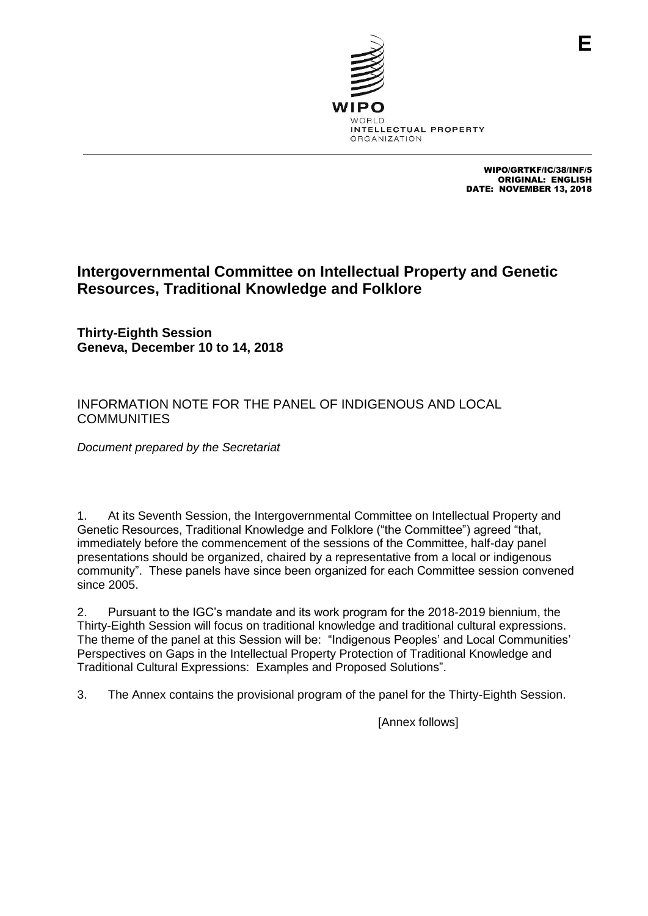E

WIPO/GRTKF/IC/38/INF/5
ORIGINAL: ENGLISH
DATE: NOVEMBER 13, 2018

# Intergovernmental Committee on Intellectual Property and Genetic Resources, Traditional Knowledge and Folklore

**Thirty-Eighth Session**
**Geneva, December 10 to 14, 2018**

## INFORMATION NOTE FOR THE PANEL OF INDIGENOUS AND LOCAL COMMUNITIES

*Document prepared by the Secretariat*

1. At its Seventh Session, the Intergovernmental Committee on Intellectual Property and Genetic Resources, Traditional Knowledge and Folklore ("the Committee") agreed "that, immediately before the commencement of the sessions of the Committee, half-day panel presentations should be organized, chaired by a representative from a local or indigenous community". These panels have since been organized for each Committee session convened since 2005.

2. Pursuant to the IGC's mandate and its work program for the 2018-2019 biennium, the Thirty-Eighth Session will focus on traditional knowledge and traditional cultural expressions. The theme of the panel at this Session will be: "Indigenous Peoples' and Local Communities' Perspectives on Gaps in the Intellectual Property Protection of Traditional Knowledge and Traditional Cultural Expressions: Examples and Proposed Solutions".

3. The Annex contains the provisional program of the panel for the Thirty-Eighth Session.

[Annex follows]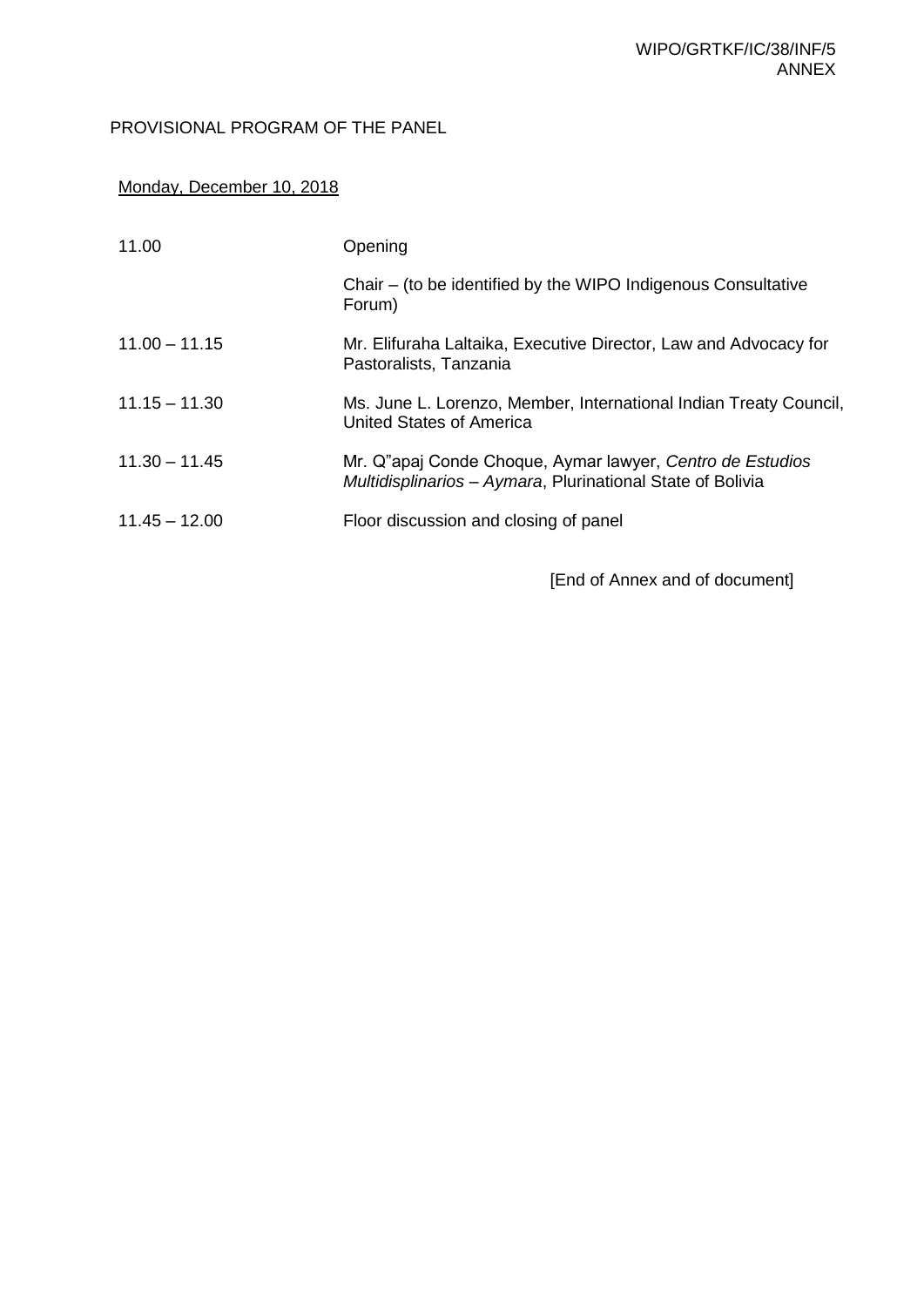PROVISIONAL PROGRAM OF THE PANEL

Monday, December 10, 2018

| | |
|---|---|
| 11.00 | Opening |
| | Chair – (to be identified by the WIPO Indigenous Consultative Forum) |
| 11.00 – 11.15 | Mr. Elifuraha Laltaika, Executive Director, Law and Advocacy for Pastoralists, Tanzania |
| 11.15 – 11.30 | Ms. June L. Lorenzo, Member, International Indian Treaty Council, United States of America |
| 11.30 – 11.45 | Mr. Q"apaj Conde Choque, Aymar lawyer, *Centro de Estudios Multidisplinarios – Aymara*, Plurinational State of Bolivia |
| 11.45 – 12.00 | Floor discussion and closing of panel |

[End of Annex and of document]